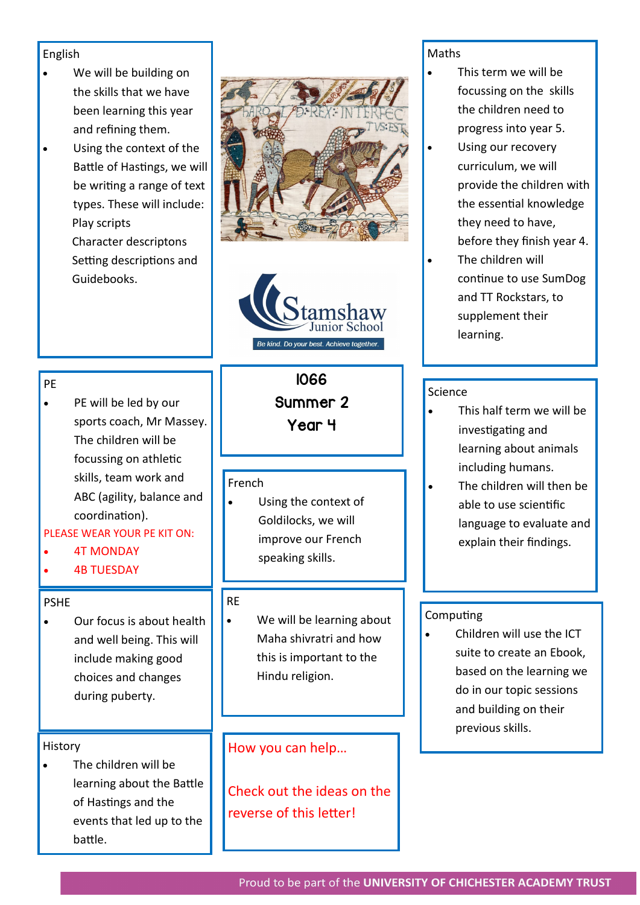# 1066

## Summer 2

## Year 4

Stamshaw Junior School

*Be kind. Do your best. Achieve together.*

### English

- We will be building on the skills that we have been learning this year and refining them.
- Using the context of the Battle of Hastings, we will be writing a range of text types. These will include:
  Play scripts
  Character descriptons
  Setting descriptions and
  Guidebooks.

### PE

- PE will be led by our sports coach, Mr Massey. The children will be focussing on athletic skills, team work and ABC (agility, balance and coordination).

PLEASE WEAR YOUR PE KIT ON:

- 4T MONDAY
- 4B TUESDAY

### PSHE

- Our focus is about health and well being. This will include making good choices and changes during puberty.

### History

- The children will be learning about the Battle of Hastings and the events that led up to the battle.

### French

- Using the context of Goldilocks, we will improve our French speaking skills.

### RE

- We will be learning about Maha shivratri and how this is important to the Hindu religion.

### How you can help…

Check out the ideas on the reverse of this letter!

### Maths

- This term we will be focussing on the skills the children need to progress into year 5.
- Using our recovery curriculum, we will provide the children with the essential knowledge they need to have, before they finish year 4.
- The children will continue to use SumDog and TT Rockstars, to supplement their learning.

### Science

- This half term we will be investigating and learning about animals including humans.
- The children will then be able to use scientific language to evaluate and explain their findings.

### Computing

- Children will use the ICT suite to create an Ebook, based on the learning we do in our topic sessions and building on their previous skills.

Proud to be part of the **UNIVERSITY OF CHICHESTER ACADEMY TRUST**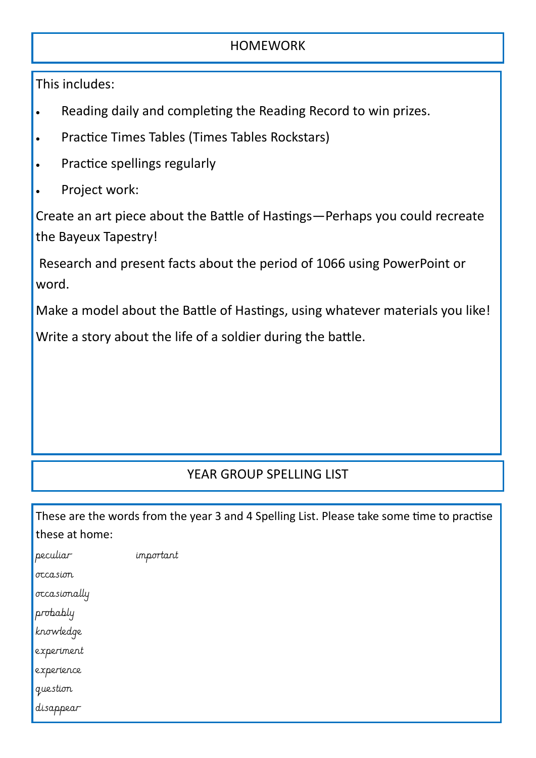## HOMEWORK

This includes:

- Reading daily and completing the Reading Record to win prizes.
- Practice Times Tables (Times Tables Rockstars)
- Practice spellings regularly
- Project work:

Create an art piece about the Battle of Hastings—Perhaps you could recreate the Bayeux Tapestry!

Research and present facts about the period of 1066 using PowerPoint or word.

Make a model about the Battle of Hastings, using whatever materials you like!

Write a story about the life of a soldier during the battle.

## YEAR GROUP SPELLING LIST

These are the words from the year 3 and 4 Spelling List. Please take some time to practise these at home:

peculiar
important
occasion
occasionally
probably
knowledge
experiment
experience
question
disappear